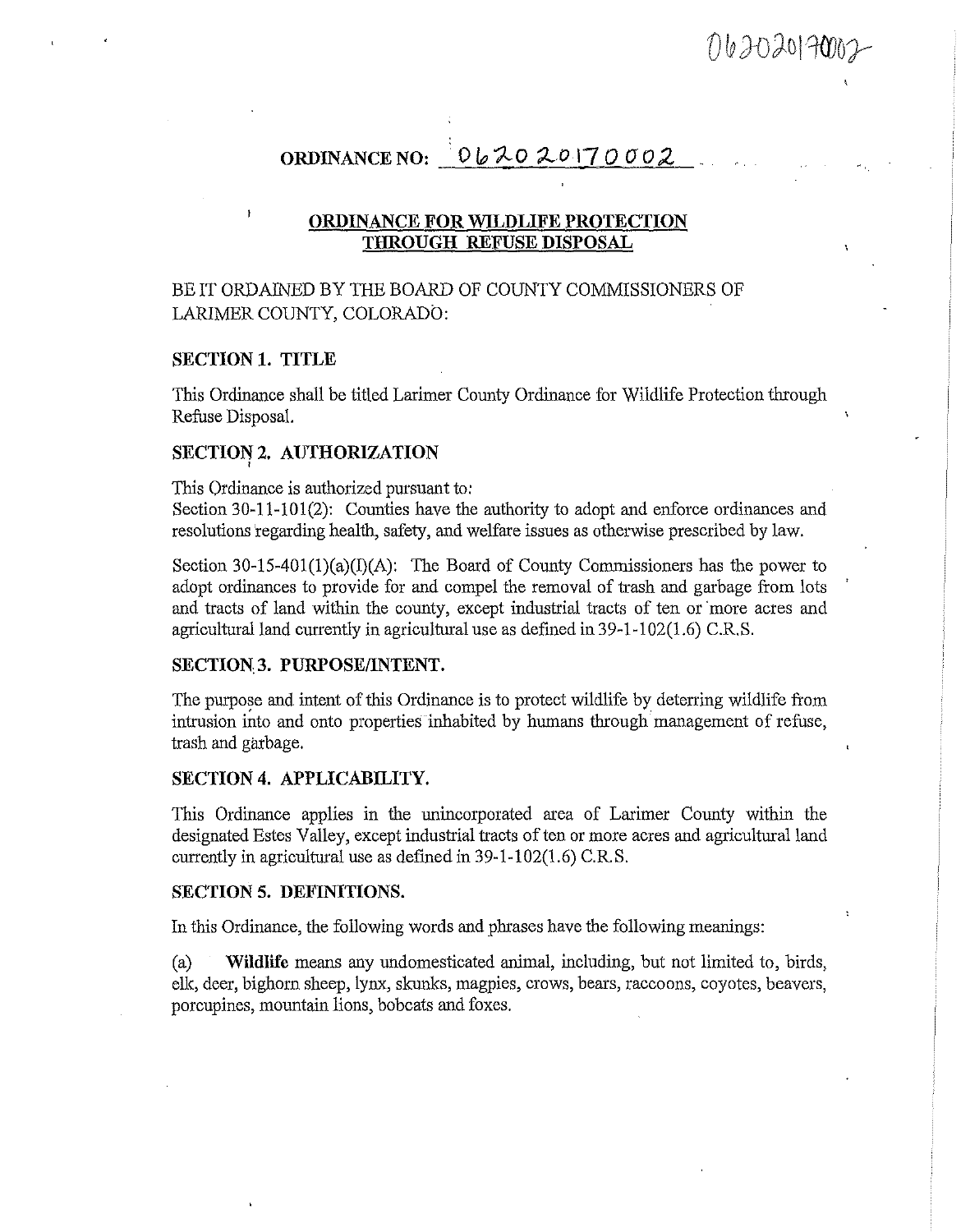06202017000

# ORDINANCE NO: 06202017000 2

## ORDINANCE FOR WILDLIFE PROTECTION THROUGH REFUSE DISPOSAL

BE IT ORDAINED BY THE BOARD OF COUNTY COMMISSIONERS OF LARIMER COUNTY, COLORADO:

### SECTION 1. TITLE

This Ordinance shall be titled Larimer County Ordinance for Wildlife Protection through Refuse Disposal.

### SECTION 2. AUTHORIZATION

This Ordinance is authorized pursuant to:
Section 30-11-101(2): Counties have the authority to adopt and enforce ordinances and resolutions regarding health, safety, and welfare issues as otherwise prescribed by law.

Section 30-15-401(1)(a)(I)(A): The Board of County Commissioners has the power to adopt ordinances to provide for and compel the removal of trash and garbage from lots and tracts of land within the county, except industrial tracts of ten or more acres and agricultural land currently in agricultural use as defined in 39-1-102(1.6) C.R.S.

### SECTION 3. PURPOSE/INTENT.

The purpose and intent of this Ordinance is to protect wildlife by deterring wildlife from intrusion into and onto properties inhabited by humans through management of refuse, trash and garbage.

### SECTION 4. APPLICABILITY.

This Ordinance applies in the unincorporated area of Larimer County within the designated Estes Valley, except industrial tracts of ten or more acres and agricultural land currently in agricultural use as defined in 39-1-102(1.6) C.R.S.

### SECTION 5. DEFINITIONS.

In this Ordinance, the following words and phrases have the following meanings:

(a) **Wildlife** means any undomesticated animal, including, but not limited to, birds, elk, deer, bighorn sheep, lynx, skunks, magpies, crows, bears, raccoons, coyotes, beavers, porcupines, mountain lions, bobcats and foxes.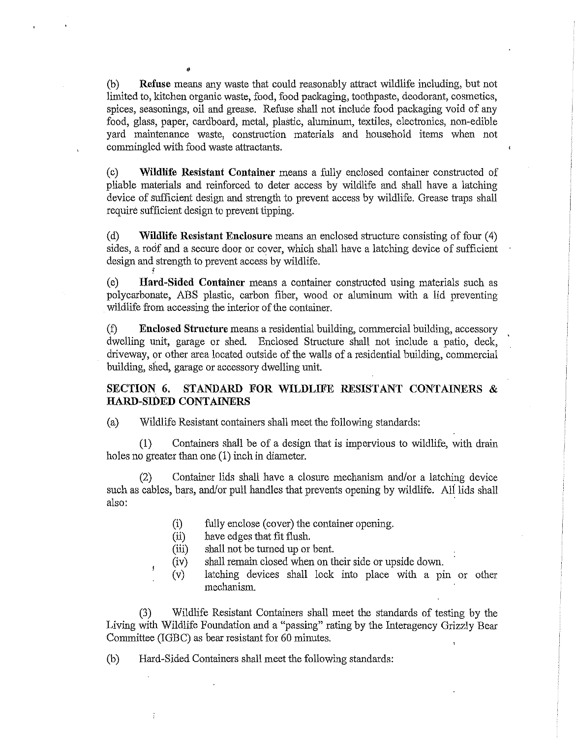(b) **Refuse** means any waste that could reasonably attract wildlife including, but not limited to, kitchen organic waste, food, food packaging, toothpaste, deodorant, cosmetics, spices, seasonings, oil and grease. Refuse shall not include food packaging void of any food, glass, paper, cardboard, metal, plastic, aluminum, textiles, electronics, non-edible yard maintenance waste, construction materials and household items when not commingled with food waste attractants.

(c) **Wildlife Resistant Container** means a fully enclosed container constructed of pliable materials and reinforced to deter access by wildlife and shall have a latching device of sufficient design and strength to prevent access by wildlife. Grease traps shall require sufficient design to prevent tipping.

(d) **Wildlife Resistant Enclosure** means an enclosed structure consisting of four (4) sides, a roof and a secure door or cover, which shall have a latching device of sufficient design and strength to prevent access by wildlife.

(e) **Hard-Sided Container** means a container constructed using materials such as polycarbonate, ABS plastic, carbon fiber, wood or aluminum with a lid preventing wildlife from accessing the interior of the container.

(f) **Enclosed Structure** means a residential building, commercial building, accessory dwelling unit, garage or shed. Enclosed Structure shall not include a patio, deck, driveway, or other area located outside of the walls of a residential building, commercial building, shed, garage or accessory dwelling unit.

## SECTION 6. STANDARD FOR WILDLIFE RESISTANT CONTAINERS & HARD-SIDED CONTAINERS

(a) Wildlife Resistant containers shall meet the following standards:

(1) Containers shall be of a design that is impervious to wildlife, with drain holes no greater than one (1) inch in diameter.

(2) Container lids shall have a closure mechanism and/or a latching device such as cables, bars, and/or pull handles that prevents opening by wildlife. All lids shall also:

- (i) fully enclose (cover) the container opening.
- (ii) have edges that fit flush.
- (iii) shall not be turned up or bent.
- (iv) shall remain closed when on their side or upside down.
- (v) latching devices shall lock into place with a pin or other mechanism.

(3) Wildlife Resistant Containers shall meet the standards of testing by the Living with Wildlife Foundation and a "passing" rating by the Interagency Grizzly Bear Committee (IGBC) as bear resistant for 60 minutes.

(b) Hard-Sided Containers shall meet the following standards: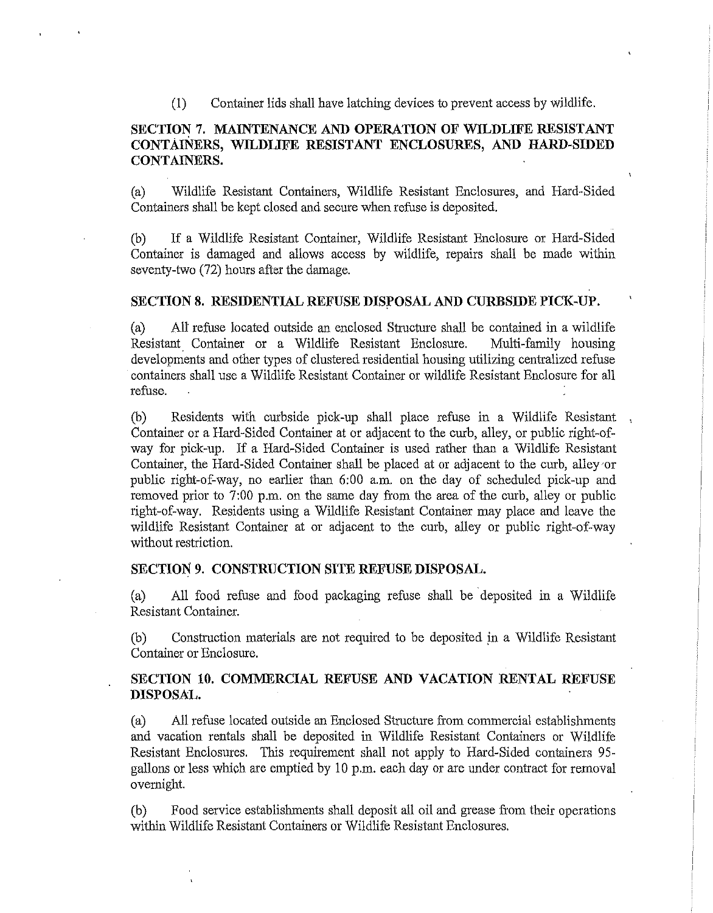(1) Container lids shall have latching devices to prevent access by wildlife.

## SECTION 7. MAINTENANCE AND OPERATION OF WILDLIFE RESISTANT CONTAINERS, WILDLIFE RESISTANT ENCLOSURES, AND HARD-SIDED CONTAINERS.

(a) Wildlife Resistant Containers, Wildlife Resistant Enclosures, and Hard-Sided Containers shall be kept closed and secure when refuse is deposited.

(b) If a Wildlife Resistant Container, Wildlife Resistant Enclosure or Hard-Sided Container is damaged and allows access by wildlife, repairs shall be made within seventy-two (72) hours after the damage.

## SECTION 8. RESIDENTIAL REFUSE DISPOSAL AND CURBSIDE PICK-UP.

(a) All refuse located outside an enclosed Structure shall be contained in a wildlife Resistant Container or a Wildlife Resistant Enclosure. Multi-family housing developments and other types of clustered residential housing utilizing centralized refuse containers shall use a Wildlife Resistant Container or wildlife Resistant Enclosure for all refuse.

(b) Residents with curbside pick-up shall place refuse in a Wildlife Resistant Container or a Hard-Sided Container at or adjacent to the curb, alley, or public right-of-way for pick-up. If a Hard-Sided Container is used rather than a Wildlife Resistant Container, the Hard-Sided Container shall be placed at or adjacent to the curb, alley or public right-of-way, no earlier than 6:00 a.m. on the day of scheduled pick-up and removed prior to 7:00 p.m. on the same day from the area of the curb, alley or public right-of-way. Residents using a Wildlife Resistant Container may place and leave the wildlife Resistant Container at or adjacent to the curb, alley or public right-of-way without restriction.

## SECTION 9. CONSTRUCTION SITE REFUSE DISPOSAL.

(a) All food refuse and food packaging refuse shall be deposited in a Wildlife Resistant Container.

(b) Construction materials are not required to be deposited in a Wildlife Resistant Container or Enclosure.

## SECTION 10. COMMERCIAL REFUSE AND VACATION RENTAL REFUSE DISPOSAL.

(a) All refuse located outside an Enclosed Structure from commercial establishments and vacation rentals shall be deposited in Wildlife Resistant Containers or Wildlife Resistant Enclosures. This requirement shall not apply to Hard-Sided containers 95-gallons or less which are emptied by 10 p.m. each day or are under contract for removal overnight.

(b) Food service establishments shall deposit all oil and grease from their operations within Wildlife Resistant Containers or Wildlife Resistant Enclosures.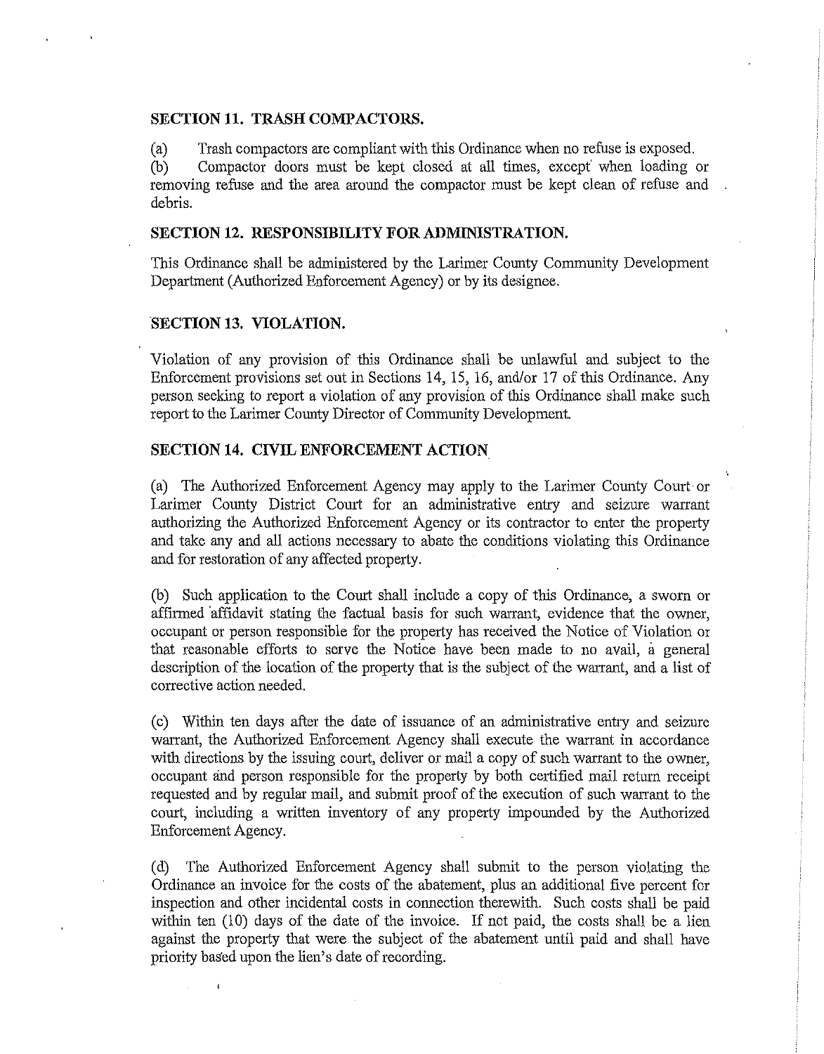## SECTION 11. TRASH COMPACTORS.

(a) Trash compactors are compliant with this Ordinance when no refuse is exposed.

(b) Compactor doors must be kept closed at all times, except when loading or removing refuse and the area around the compactor must be kept clean of refuse and debris.

## SECTION 12. RESPONSIBILITY FOR ADMINISTRATION.

This Ordinance shall be administered by the Larimer County Community Development Department (Authorized Enforcement Agency) or by its designee.

## SECTION 13. VIOLATION.

Violation of any provision of this Ordinance shall be unlawful and subject to the Enforcement provisions set out in Sections 14, 15, 16, and/or 17 of this Ordinance. Any person seeking to report a violation of any provision of this Ordinance shall make such report to the Larimer County Director of Community Development.

## SECTION 14. CIVIL ENFORCEMENT ACTION

(a) The Authorized Enforcement Agency may apply to the Larimer County Court or Larimer County District Court for an administrative entry and seizure warrant authorizing the Authorized Enforcement Agency or its contractor to enter the property and take any and all actions necessary to abate the conditions violating this Ordinance and for restoration of any affected property.

(b) Such application to the Court shall include a copy of this Ordinance, a sworn or affirmed affidavit stating the factual basis for such warrant, evidence that the owner, occupant or person responsible for the property has received the Notice of Violation or that reasonable efforts to serve the Notice have been made to no avail, a general description of the location of the property that is the subject of the warrant, and a list of corrective action needed.

(c) Within ten days after the date of issuance of an administrative entry and seizure warrant, the Authorized Enforcement Agency shall execute the warrant in accordance with directions by the issuing court, deliver or mail a copy of such warrant to the owner, occupant and person responsible for the property by both certified mail return receipt requested and by regular mail, and submit proof of the execution of such warrant to the court, including a written inventory of any property impounded by the Authorized Enforcement Agency.

(d) The Authorized Enforcement Agency shall submit to the person violating the Ordinance an invoice for the costs of the abatement, plus an additional five percent for inspection and other incidental costs in connection therewith. Such costs shall be paid within ten (10) days of the date of the invoice. If not paid, the costs shall be a lien against the property that were the subject of the abatement until paid and shall have priority based upon the lien's date of recording.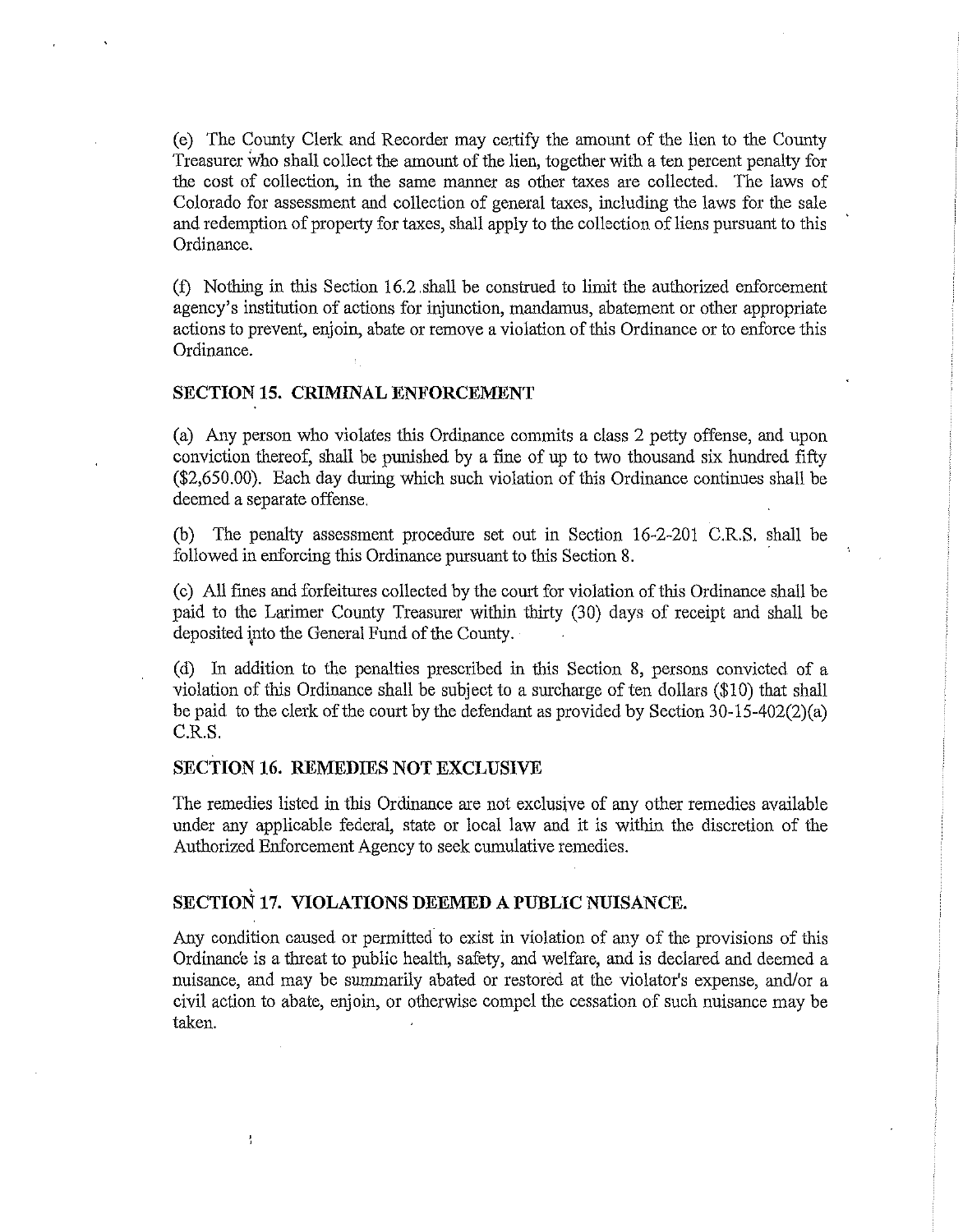(e) The County Clerk and Recorder may certify the amount of the lien to the County Treasurer who shall collect the amount of the lien, together with a ten percent penalty for the cost of collection, in the same manner as other taxes are collected. The laws of Colorado for assessment and collection of general taxes, including the laws for the sale and redemption of property for taxes, shall apply to the collection of liens pursuant to this Ordinance.

(f) Nothing in this Section 16.2 shall be construed to limit the authorized enforcement agency's institution of actions for injunction, mandamus, abatement or other appropriate actions to prevent, enjoin, abate or remove a violation of this Ordinance or to enforce this Ordinance.

## SECTION 15. CRIMINAL ENFORCEMENT

(a) Any person who violates this Ordinance commits a class 2 petty offense, and upon conviction thereof, shall be punished by a fine of up to two thousand six hundred fifty ($2,650.00). Each day during which such violation of this Ordinance continues shall be deemed a separate offense.

(b) The penalty assessment procedure set out in Section 16-2-201 C.R.S. shall be followed in enforcing this Ordinance pursuant to this Section 8.

(c) All fines and forfeitures collected by the court for violation of this Ordinance shall be paid to the Larimer County Treasurer within thirty (30) days of receipt and shall be deposited into the General Fund of the County.

(d) In addition to the penalties prescribed in this Section 8, persons convicted of a violation of this Ordinance shall be subject to a surcharge of ten dollars ($10) that shall be paid to the clerk of the court by the defendant as provided by Section 30-15-402(2)(a) C.R.S.

## SECTION 16. REMEDIES NOT EXCLUSIVE

The remedies listed in this Ordinance are not exclusive of any other remedies available under any applicable federal, state or local law and it is within the discretion of the Authorized Enforcement Agency to seek cumulative remedies.

## SECTION 17. VIOLATIONS DEEMED A PUBLIC NUISANCE.

Any condition caused or permitted to exist in violation of any of the provisions of this Ordinance is a threat to public health, safety, and welfare, and is declared and deemed a nuisance, and may be summarily abated or restored at the violator's expense, and/or a civil action to abate, enjoin, or otherwise compel the cessation of such nuisance may be taken.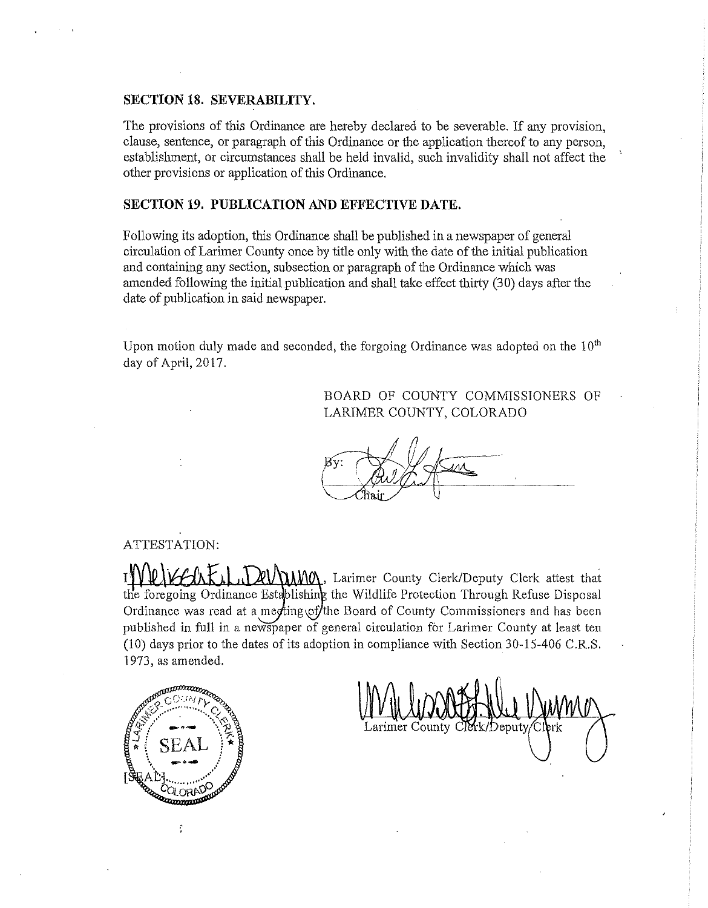**SECTION 18. SEVERABILITY.**

The provisions of this Ordinance are hereby declared to be severable. If any provision, clause, sentence, or paragraph of this Ordinance or the application thereof to any person, establishment, or circumstances shall be held invalid, such invalidity shall not affect the other provisions or application of this Ordinance.

**SECTION 19. PUBLICATION AND EFFECTIVE DATE.**

Following its adoption, this Ordinance shall be published in a newspaper of general circulation of Larimer County once by title only with the date of the initial publication and containing any section, subsection or paragraph of the Ordinance which was amended following the initial publication and shall take effect thirty (30) days after the date of publication in said newspaper.

Upon motion duly made and seconded, the forgoing Ordinance was adopted on the 10th day of April, 2017.

BOARD OF COUNTY COMMISSIONERS OF LARIMER COUNTY, COLORADO

By: ______________________
Chair

ATTESTATION:

I, Melissa E. L. DeYoung, Larimer County Clerk/Deputy Clerk attest that the foregoing Ordinance Establishing the Wildlife Protection Through Refuse Disposal Ordinance was read at a meeting of the Board of County Commissioners and has been published in full in a newspaper of general circulation for Larimer County at least ten (10) days prior to the dates of its adoption in compliance with Section 30-15-406 C.R.S. 1973, as amended.

LARIMER COUNTY CLERK SEAL COLORADO

[SEAL]

______________________
Larimer County Clerk/Deputy Clerk